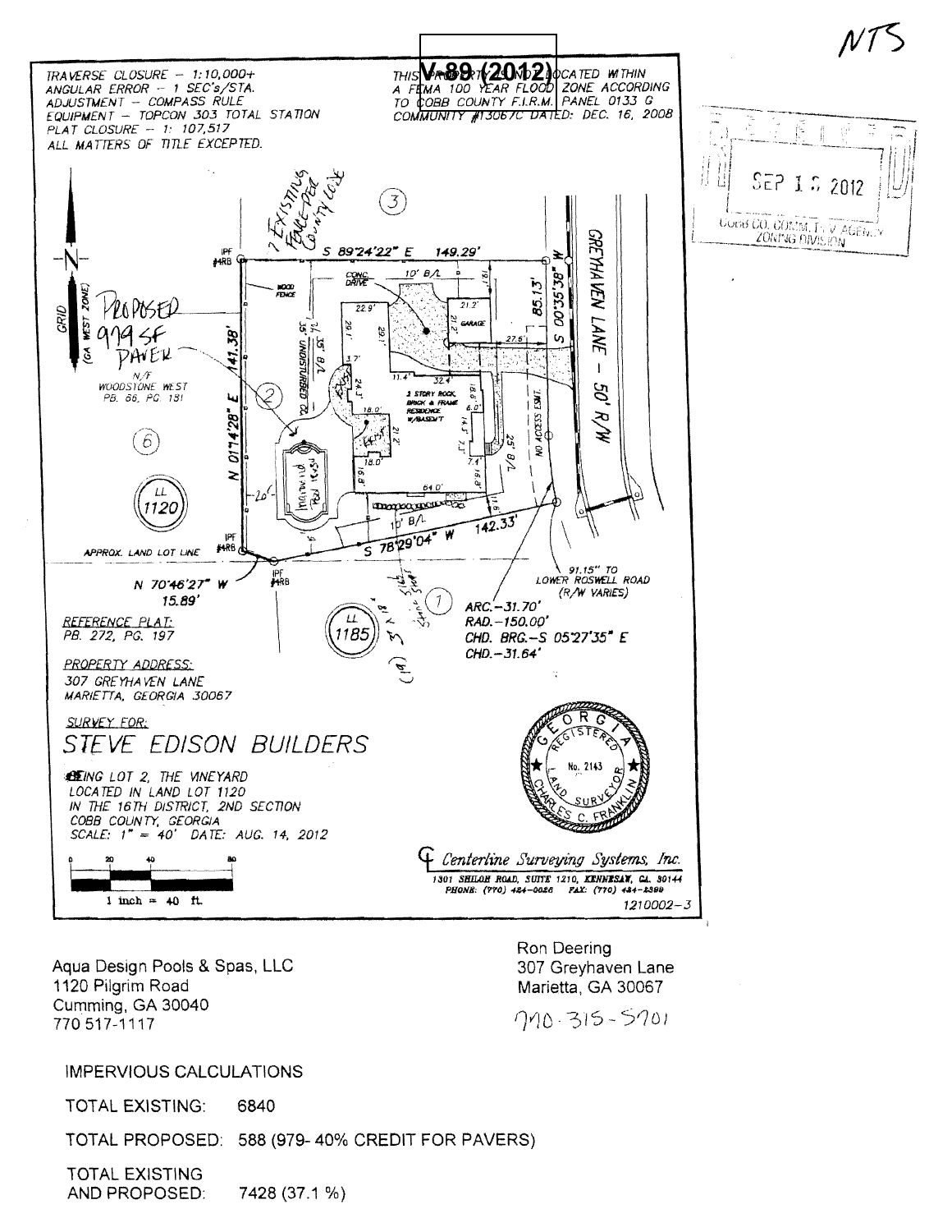NTS

V-89 (2012)

TRAVERSE CLOSURE – 1:10,000+
ANGULAR ERROR – 1 SEC's/STA.
ADJUSTMENT – COMPASS RULE
EQUIPMENT – TOPCON 303 TOTAL STATION
PLAT CLOSURE – 1: 107,517
ALL MATTERS OF TITLE EXCEPTED.

THIS PROPERTY IS NOT LOCATED WITHIN A FEMA 100 YEAR FLOOD ZONE ACCORDING TO COBB COUNTY F.I.R.M. PANEL 0133 G COMMUNITY #13067C DATED: DEC. 16, 2008

SEP 1 2 2012
COBB CO. COMM. DEV. AGENCY
ZONING DIVISION

? EXISTING FENCE PER COUNTY CODE

PROPOSED 979 SF PAVER

GRID (GA WEST ZONE)

S 89°24'22" E 149.29'

N 01°14'28" E 141.38'

S 00°35'38" W 85.13'

S 78°29'04" W 142.33'

N 70°46'27" W 15.89'

GREYHAVEN LANE – 50' R/W

N/F WOODSTONE WEST PB. 66, PG. 181

2 STORY ROCK, BRICK & FRAME RESIDENCE W/BASEMENT

CONC. DRIVE

GARAGE

WOOD FENCE

35' UNDISTURBED BUFFER

35' B/L

10' B/L

25' B/L

NO ACCESS ESMT.

APPROX. LAND LOT LINE

LL 1120

LL 1185

IPF #4RB

91.15' TO LOWER ROSWELL ROAD (R/W VARIES)

ARC.–31.70'
RAD.–150.00'
CHD. BRG.–S 05°27'35" E
CHD.–31.64'

REFERENCE PLAT:
PB. 272, PG. 197

PROPERTY ADDRESS:
307 GREYHAVEN LANE
MARIETTA, GEORGIA 30067

SURVEY FOR:

## STEVE EDISON BUILDERS

BEING LOT 2, THE VINEYARD
LOCATED IN LAND LOT 1120
IN THE 16TH DISTRICT, 2ND SECTION
COBB COUNTY, GEORGIA
SCALE: 1" = 40' DATE: AUG. 14, 2012

1 inch = 40 ft.

GEORGIA REGISTERED LAND SURVEYOR No. 2143 CHARLES C. FRANKLIN

Centerline Surveying Systems, Inc.
1301 SHILOH ROAD, SUITE 1210, KENNESAW, GA. 30144
PHONE: (770) 424-0026 FAX: (770) 424-2399
1210002-3

Aqua Design Pools & Spas, LLC
1120 Pilgrim Road
Cumming, GA 30040
770 517-1117

Ron Deering
307 Greyhaven Lane
Marietta, GA 30067
770-315-5701

IMPERVIOUS CALCULATIONS

TOTAL EXISTING: 6840

TOTAL PROPOSED: 588 (979- 40% CREDIT FOR PAVERS)

TOTAL EXISTING AND PROPOSED: 7428 (37.1 %)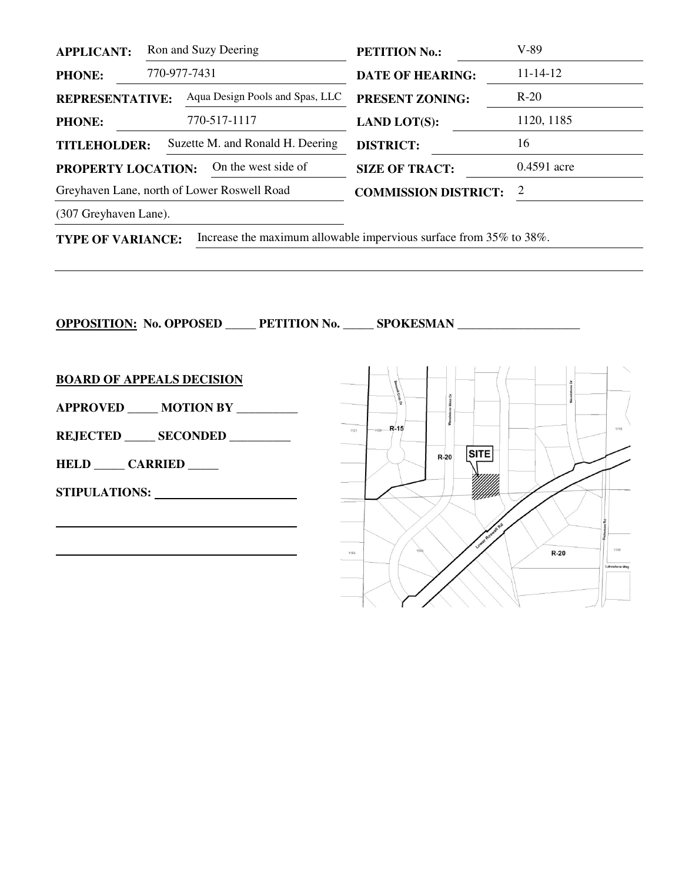**APPLICANT:** Ron and Suzy Deering

**PHONE:** 770-977-7431

**REPRESENTATIVE:** Aqua Design Pools and Spas, LLC

**PHONE:** 770-517-1117

**TITLEHOLDER:** Suzette M. and Ronald H. Deering

**PROPERTY LOCATION:** On the west side of Greyhaven Lane, north of Lower Roswell Road (307 Greyhaven Lane).

**PETITION No.:** V-89

**DATE OF HEARING:** 11-14-12

**PRESENT ZONING:** R-20

**LAND LOT(S):** 1120, 1185

**DISTRICT:** 16

**SIZE OF TRACT:** 0.4591 acre

**COMMISSION DISTRICT:** 2

**TYPE OF VARIANCE:** Increase the maximum allowable impervious surface from 35% to 38%.

---

**OPPOSITION: No. OPPOSED _____ PETITION No. _____ SPOKESMAN ____________________**

**BOARD OF APPEALS DECISION**

**APPROVED _____ MOTION BY __________**

**REJECTED _____ SECONDED __________**

**HELD _____ CARRIED _____**

**STIPULATIONS:** ______________________

______________________________________

______________________________________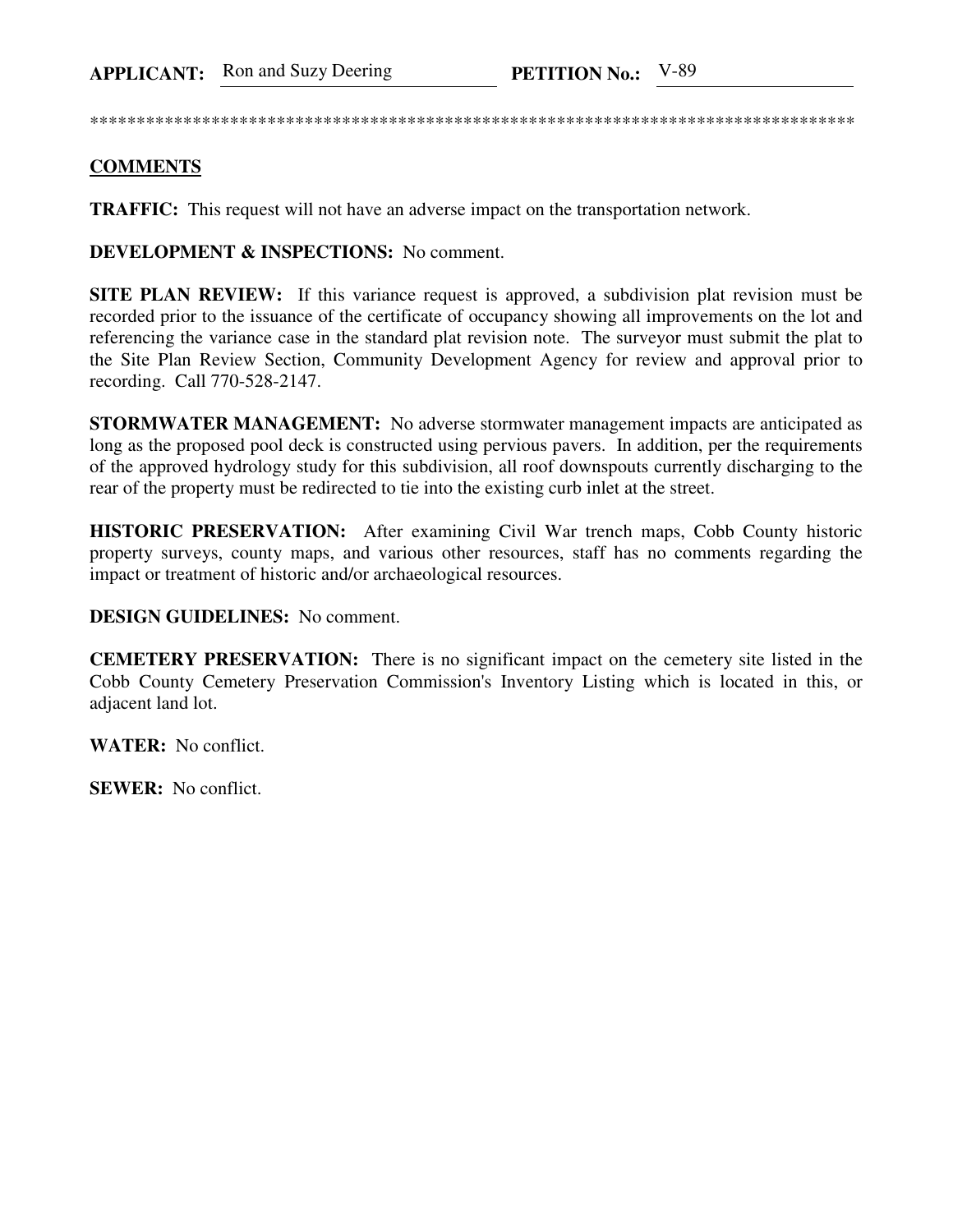**APPLICANT:** Ron and Suzy Deering **PETITION No.:** V-89

**************************************************************************************

**COMMENTS**

**TRAFFIC:** This request will not have an adverse impact on the transportation network.

**DEVELOPMENT & INSPECTIONS:** No comment.

**SITE PLAN REVIEW:** If this variance request is approved, a subdivision plat revision must be recorded prior to the issuance of the certificate of occupancy showing all improvements on the lot and referencing the variance case in the standard plat revision note. The surveyor must submit the plat to the Site Plan Review Section, Community Development Agency for review and approval prior to recording. Call 770-528-2147.

**STORMWATER MANAGEMENT:** No adverse stormwater management impacts are anticipated as long as the proposed pool deck is constructed using pervious pavers. In addition, per the requirements of the approved hydrology study for this subdivision, all roof downspouts currently discharging to the rear of the property must be redirected to tie into the existing curb inlet at the street.

**HISTORIC PRESERVATION:** After examining Civil War trench maps, Cobb County historic property surveys, county maps, and various other resources, staff has no comments regarding the impact or treatment of historic and/or archaeological resources.

**DESIGN GUIDELINES:** No comment.

**CEMETERY PRESERVATION:** There is no significant impact on the cemetery site listed in the Cobb County Cemetery Preservation Commission's Inventory Listing which is located in this, or adjacent land lot.

**WATER:** No conflict.

**SEWER:** No conflict.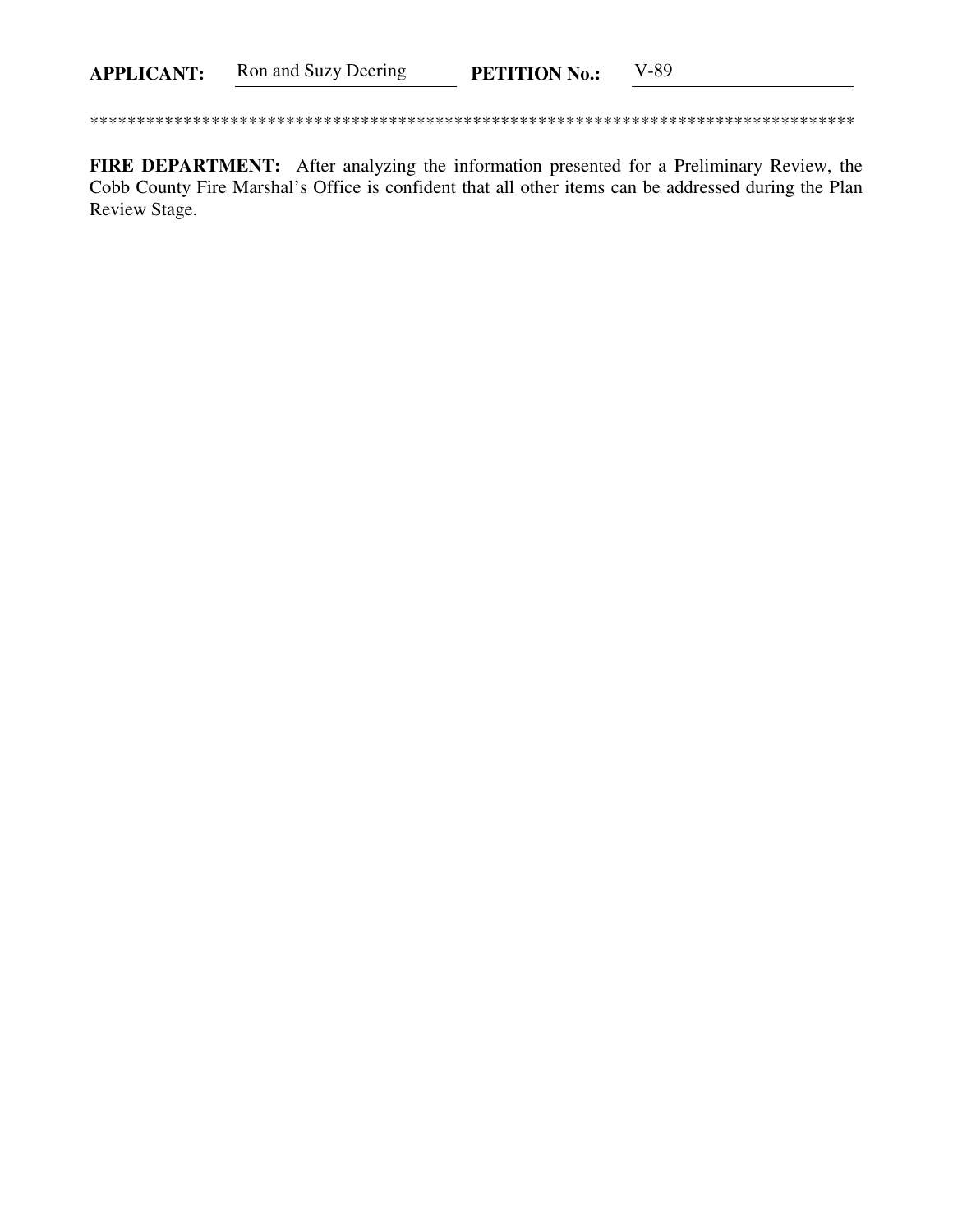**APPLICANT:** Ron and Suzy Deering **PETITION No.:** V-89

**************************************************************************************

**FIRE DEPARTMENT:** After analyzing the information presented for a Preliminary Review, the Cobb County Fire Marshal's Office is confident that all other items can be addressed during the Plan Review Stage.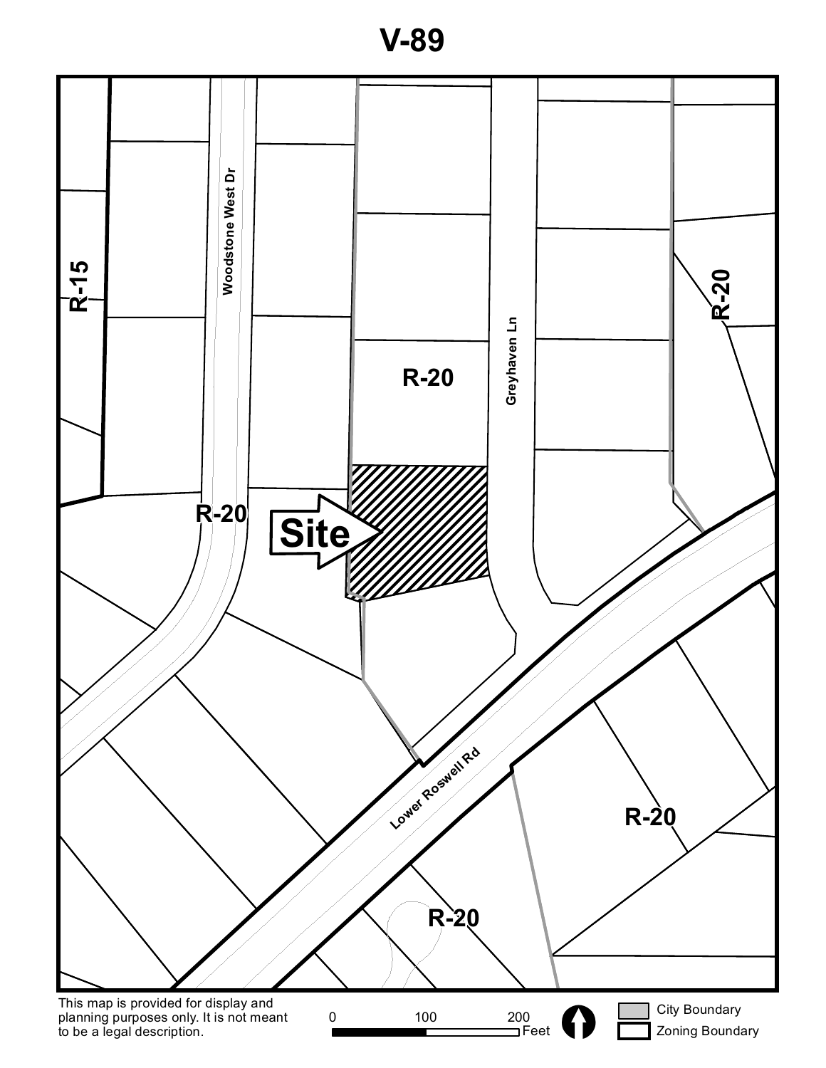# V-89

R-15

Woodstone West Dr

R-20

R-20

Site

Greyhaven Ln

R-20

Lower Roswell Rd

R-20

R-20

This map is provided for display and planning purposes only. It is not meant to be a legal description.

0 100 200 Feet

City Boundary

Zoning Boundary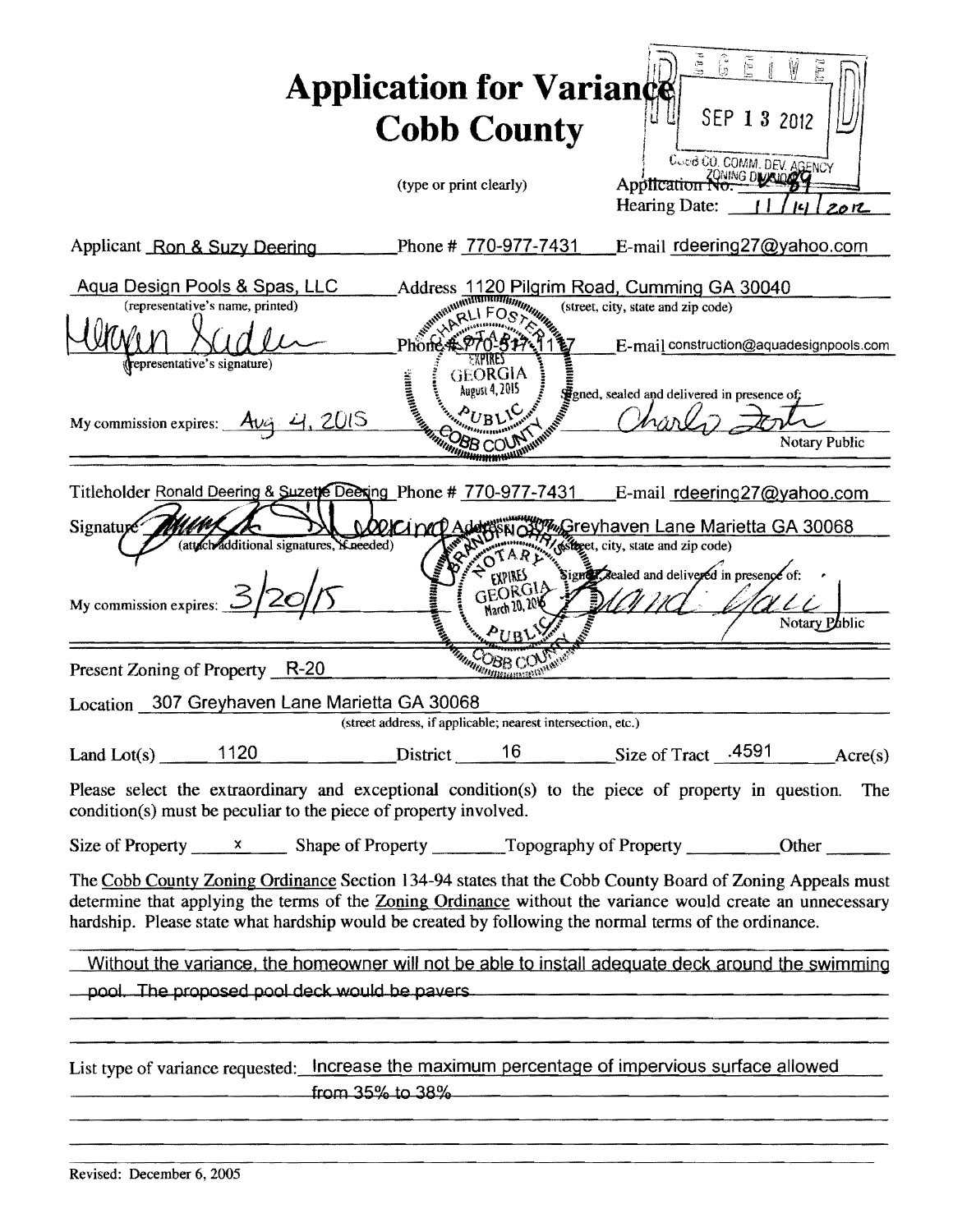# Application for Variance
# Cobb County

(type or print clearly)

RECEIVED
SEP 13 2012
COBB CO. COMM. DEV. AGENCY
ZONING DIVISION

Application No.: V-189
Hearing Date: 11/14/2012

Applicant Ron & Suzy Deering Phone # 770-977-7431 E-mail rdeering27@yahoo.com

Aqua Design Pools & Spas, LLC Address 1120 Pilgrim Road, Cumming GA 40040
(representative's name, printed) (street, city, state and zip code)

(representative's signature) Phone # 770-517-1167 E-mail construction@aquadesignpools.com

Signed, sealed and delivered in presence of:

My commission expires: Aug 4, 2015 Notary Public

CHARLI FOSTER
NOTARY
EXPIRES
GEORGIA
August 4, 2015
PUBLIC
COBB COUNTY

---

Titleholder Ronald Deering & Suzette Deering Phone # 770-977-7431 E-mail rdeering27@yahoo.com

Signature (attach additional signatures, if needed) Address 307 Greyhaven Lane Marietta GA 30068 (street, city, state and zip code)

Signed, sealed and delivered in presence of:

My commission expires: 3/20/15 Notary Public

BRANDI NORRIS
NOTARY
EXPIRES
GEORGIA
March 20, 2015
PUBLIC
COBB COUNTY

---

Present Zoning of Property R-20

Location 307 Greyhaven Lane Marietta GA 30068
(street address, if applicable; nearest intersection, etc.)

Land Lot(s) 1120 District 16 Size of Tract .4591 Acre(s)

Please select the extraordinary and exceptional condition(s) to the piece of property in question. The condition(s) must be peculiar to the piece of property involved.

Size of Property x Shape of Property ____ Topography of Property ____ Other ____

The Cobb County Zoning Ordinance Section 134-94 states that the Cobb County Board of Zoning Appeals must determine that applying the terms of the Zoning Ordinance without the variance would create an unnecessary hardship. Please state what hardship would be created by following the normal terms of the ordinance.

Without the variance, the homeowner will not be able to install adequate deck around the swimming pool. The proposed pool deck would be pavers

List type of variance requested: Increase the maximum percentage of impervious surface allowed from 35% to 38%

Revised: December 6, 2005